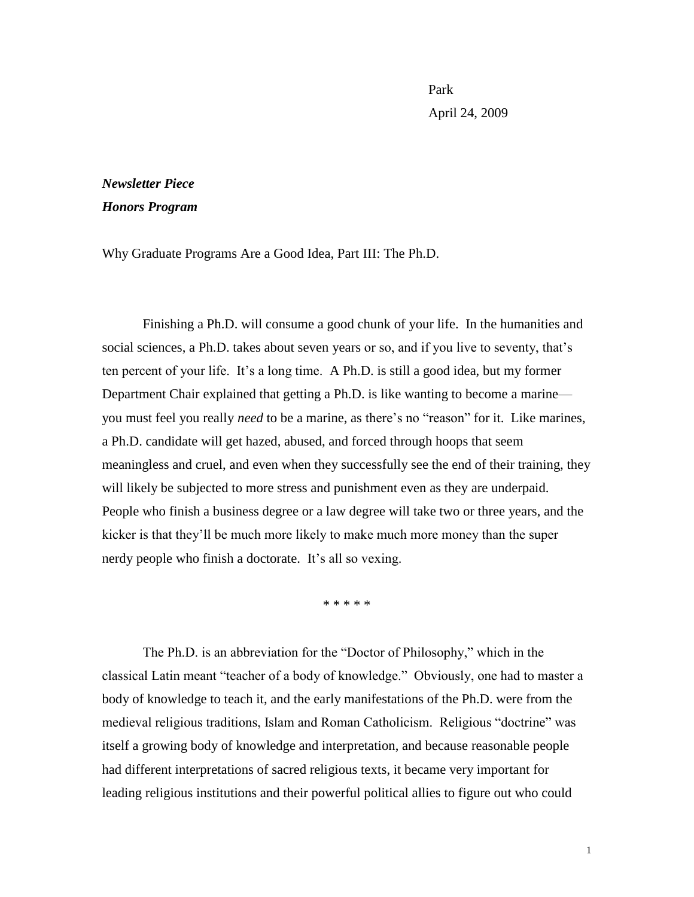Park

April 24, 2009

***Newsletter Piece***
***Honors Program***

Why Graduate Programs Are a Good Idea, Part III: The Ph.D.

Finishing a Ph.D. will consume a good chunk of your life. In the humanities and social sciences, a Ph.D. takes about seven years or so, and if you live to seventy, that's ten percent of your life. It's a long time. A Ph.D. is still a good idea, but my former Department Chair explained that getting a Ph.D. is like wanting to become a marine—you must feel you really *need* to be a marine, as there's no "reason" for it. Like marines, a Ph.D. candidate will get hazed, abused, and forced through hoops that seem meaningless and cruel, and even when they successfully see the end of their training, they will likely be subjected to more stress and punishment even as they are underpaid. People who finish a business degree or a law degree will take two or three years, and the kicker is that they'll be much more likely to make much more money than the super nerdy people who finish a doctorate. It's all so vexing.

\* \* \* \* \*

The Ph.D. is an abbreviation for the "Doctor of Philosophy," which in the classical Latin meant "teacher of a body of knowledge." Obviously, one had to master a body of knowledge to teach it, and the early manifestations of the Ph.D. were from the medieval religious traditions, Islam and Roman Catholicism. Religious "doctrine" was itself a growing body of knowledge and interpretation, and because reasonable people had different interpretations of sacred religious texts, it became very important for leading religious institutions and their powerful political allies to figure out who could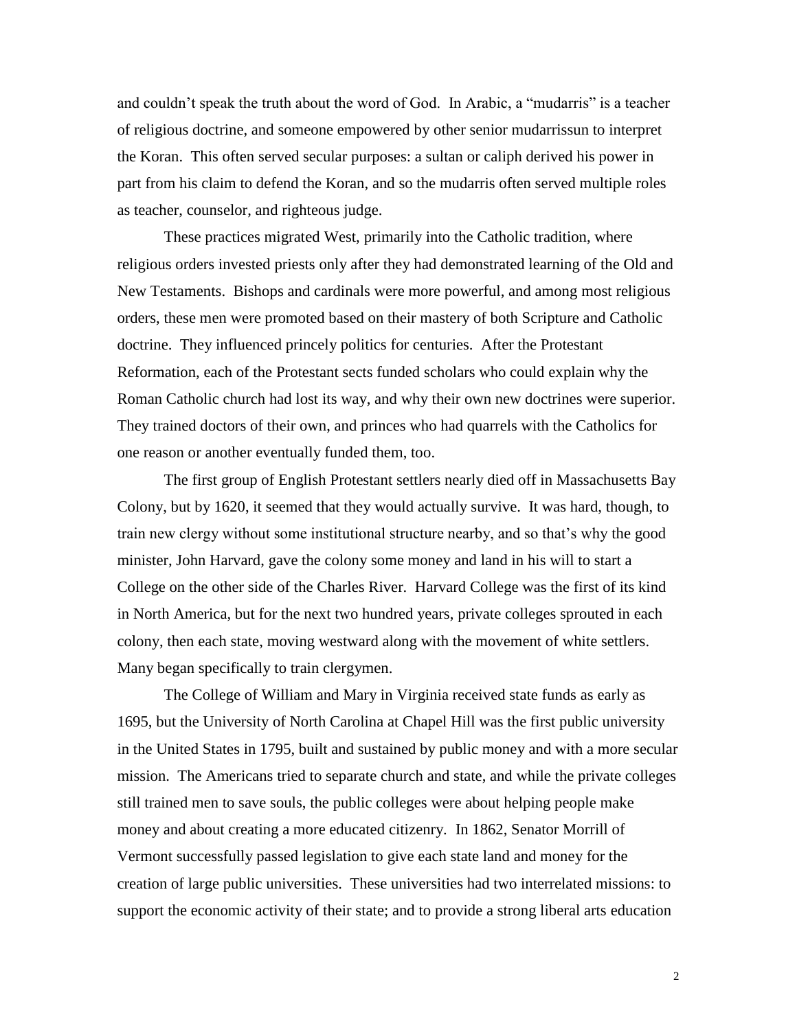and couldn't speak the truth about the word of God. In Arabic, a "mudarris" is a teacher of religious doctrine, and someone empowered by other senior mudarrissun to interpret the Koran. This often served secular purposes: a sultan or caliph derived his power in part from his claim to defend the Koran, and so the mudarris often served multiple roles as teacher, counselor, and righteous judge.

These practices migrated West, primarily into the Catholic tradition, where religious orders invested priests only after they had demonstrated learning of the Old and New Testaments. Bishops and cardinals were more powerful, and among most religious orders, these men were promoted based on their mastery of both Scripture and Catholic doctrine. They influenced princely politics for centuries. After the Protestant Reformation, each of the Protestant sects funded scholars who could explain why the Roman Catholic church had lost its way, and why their own new doctrines were superior. They trained doctors of their own, and princes who had quarrels with the Catholics for one reason or another eventually funded them, too.

The first group of English Protestant settlers nearly died off in Massachusetts Bay Colony, but by 1620, it seemed that they would actually survive. It was hard, though, to train new clergy without some institutional structure nearby, and so that's why the good minister, John Harvard, gave the colony some money and land in his will to start a College on the other side of the Charles River. Harvard College was the first of its kind in North America, but for the next two hundred years, private colleges sprouted in each colony, then each state, moving westward along with the movement of white settlers. Many began specifically to train clergymen.

The College of William and Mary in Virginia received state funds as early as 1695, but the University of North Carolina at Chapel Hill was the first public university in the United States in 1795, built and sustained by public money and with a more secular mission. The Americans tried to separate church and state, and while the private colleges still trained men to save souls, the public colleges were about helping people make money and about creating a more educated citizenry. In 1862, Senator Morrill of Vermont successfully passed legislation to give each state land and money for the creation of large public universities. These universities had two interrelated missions: to support the economic activity of their state; and to provide a strong liberal arts education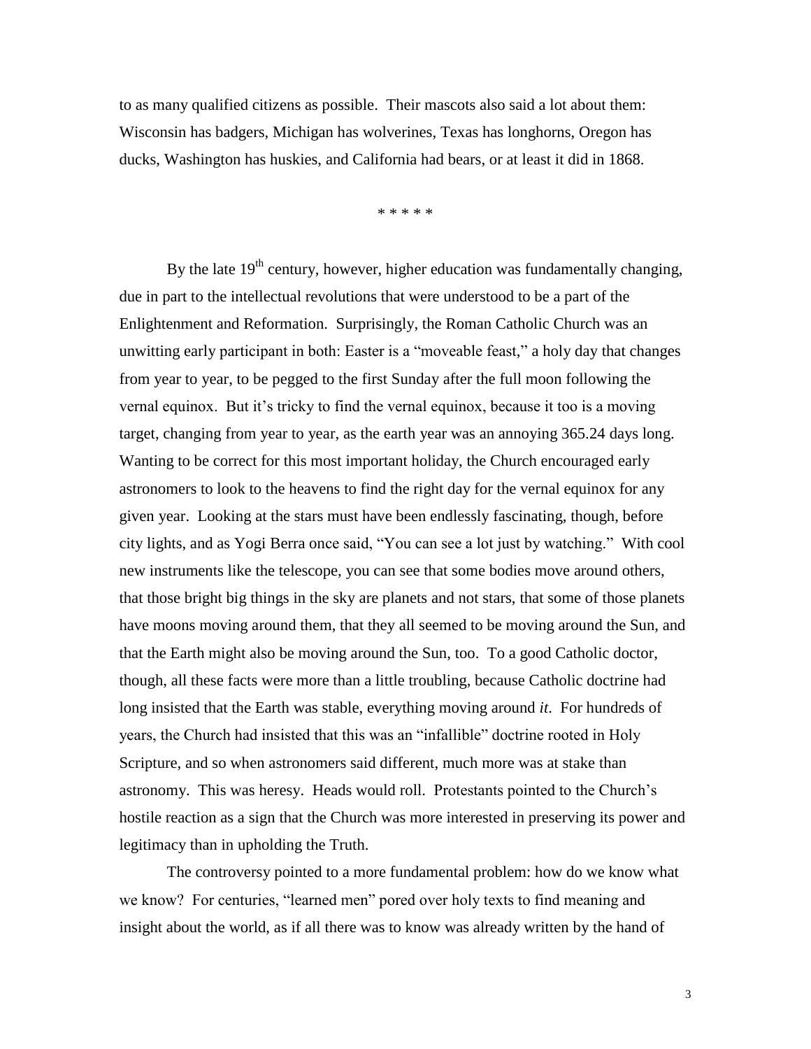to as many qualified citizens as possible. Their mascots also said a lot about them: Wisconsin has badgers, Michigan has wolverines, Texas has longhorns, Oregon has ducks, Washington has huskies, and California had bears, or at least it did in 1868.

\* \* \* \* \*

By the late 19th century, however, higher education was fundamentally changing, due in part to the intellectual revolutions that were understood to be a part of the Enlightenment and Reformation. Surprisingly, the Roman Catholic Church was an unwitting early participant in both: Easter is a "moveable feast," a holy day that changes from year to year, to be pegged to the first Sunday after the full moon following the vernal equinox. But it's tricky to find the vernal equinox, because it too is a moving target, changing from year to year, as the earth year was an annoying 365.24 days long. Wanting to be correct for this most important holiday, the Church encouraged early astronomers to look to the heavens to find the right day for the vernal equinox for any given year. Looking at the stars must have been endlessly fascinating, though, before city lights, and as Yogi Berra once said, "You can see a lot just by watching." With cool new instruments like the telescope, you can see that some bodies move around others, that those bright big things in the sky are planets and not stars, that some of those planets have moons moving around them, that they all seemed to be moving around the Sun, and that the Earth might also be moving around the Sun, too. To a good Catholic doctor, though, all these facts were more than a little troubling, because Catholic doctrine had long insisted that the Earth was stable, everything moving around *it*. For hundreds of years, the Church had insisted that this was an "infallible" doctrine rooted in Holy Scripture, and so when astronomers said different, much more was at stake than astronomy. This was heresy. Heads would roll. Protestants pointed to the Church's hostile reaction as a sign that the Church was more interested in preserving its power and legitimacy than in upholding the Truth.

The controversy pointed to a more fundamental problem: how do we know what we know? For centuries, "learned men" pored over holy texts to find meaning and insight about the world, as if all there was to know was already written by the hand of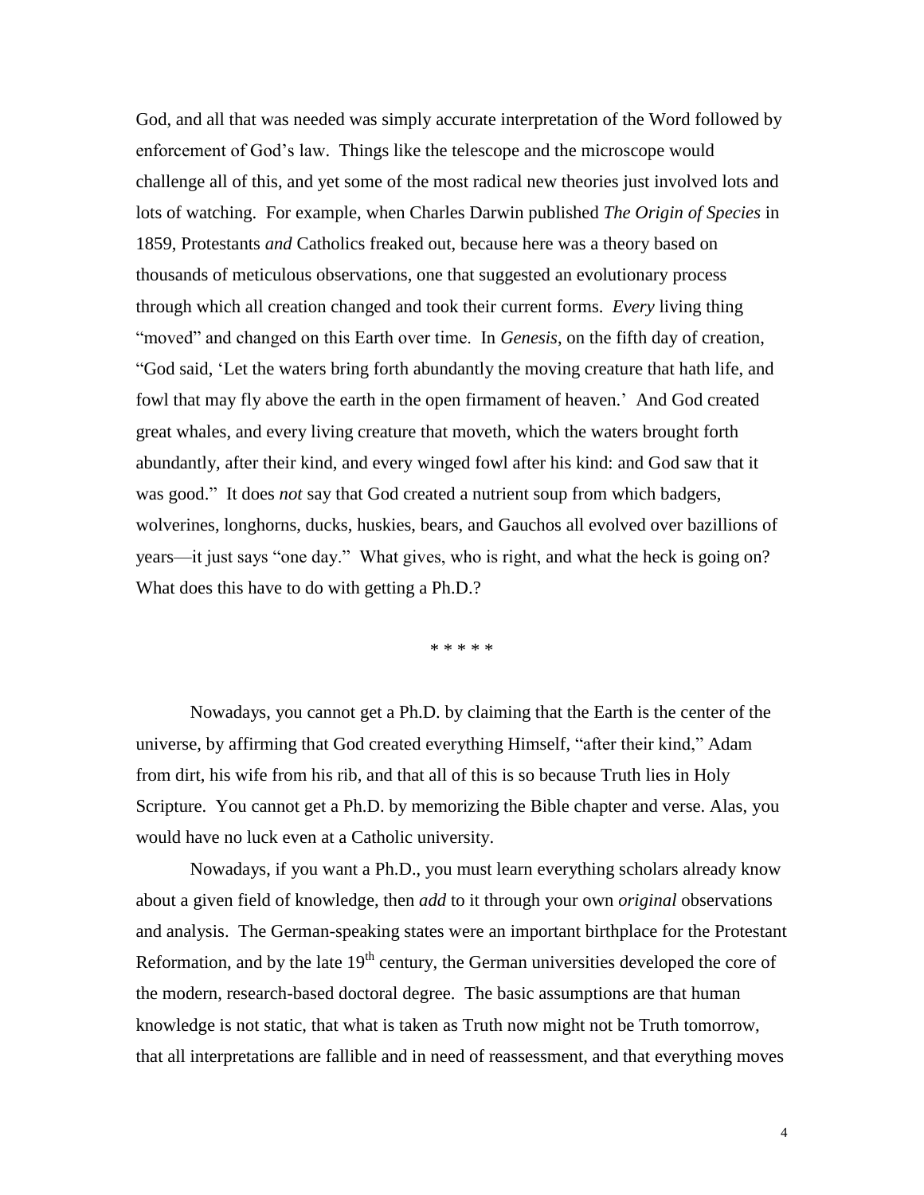God, and all that was needed was simply accurate interpretation of the Word followed by enforcement of God's law. Things like the telescope and the microscope would challenge all of this, and yet some of the most radical new theories just involved lots and lots of watching. For example, when Charles Darwin published *The Origin of Species* in 1859, Protestants *and* Catholics freaked out, because here was a theory based on thousands of meticulous observations, one that suggested an evolutionary process through which all creation changed and took their current forms. *Every* living thing "moved" and changed on this Earth over time. In *Genesis*, on the fifth day of creation, "God said, 'Let the waters bring forth abundantly the moving creature that hath life, and fowl that may fly above the earth in the open firmament of heaven.' And God created great whales, and every living creature that moveth, which the waters brought forth abundantly, after their kind, and every winged fowl after his kind: and God saw that it was good." It does *not* say that God created a nutrient soup from which badgers, wolverines, longhorns, ducks, huskies, bears, and Gauchos all evolved over bazillions of years—it just says "one day." What gives, who is right, and what the heck is going on? What does this have to do with getting a Ph.D.?

* * * * *

Nowadays, you cannot get a Ph.D. by claiming that the Earth is the center of the universe, by affirming that God created everything Himself, "after their kind," Adam from dirt, his wife from his rib, and that all of this is so because Truth lies in Holy Scripture. You cannot get a Ph.D. by memorizing the Bible chapter and verse. Alas, you would have no luck even at a Catholic university.

Nowadays, if you want a Ph.D., you must learn everything scholars already know about a given field of knowledge, then *add* to it through your own *original* observations and analysis. The German-speaking states were an important birthplace for the Protestant Reformation, and by the late 19th century, the German universities developed the core of the modern, research-based doctoral degree. The basic assumptions are that human knowledge is not static, that what is taken as Truth now might not be Truth tomorrow, that all interpretations are fallible and in need of reassessment, and that everything moves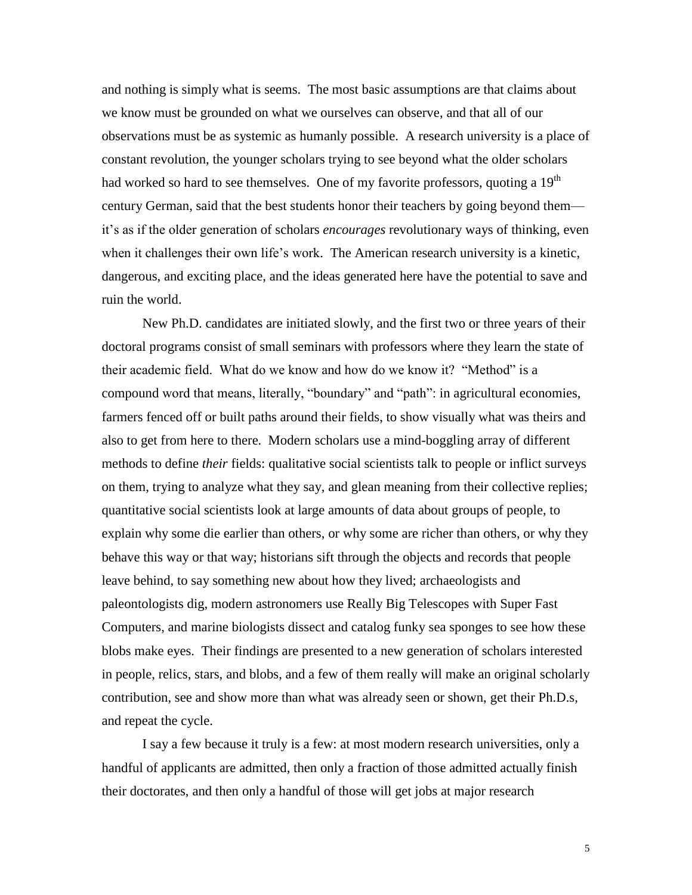and nothing is simply what is seems. The most basic assumptions are that claims about we know must be grounded on what we ourselves can observe, and that all of our observations must be as systemic as humanly possible. A research university is a place of constant revolution, the younger scholars trying to see beyond what the older scholars had worked so hard to see themselves. One of my favorite professors, quoting a 19th century German, said that the best students honor their teachers by going beyond them—it's as if the older generation of scholars *encourages* revolutionary ways of thinking, even when it challenges their own life's work. The American research university is a kinetic, dangerous, and exciting place, and the ideas generated here have the potential to save and ruin the world.

New Ph.D. candidates are initiated slowly, and the first two or three years of their doctoral programs consist of small seminars with professors where they learn the state of their academic field. What do we know and how do we know it? "Method" is a compound word that means, literally, "boundary" and "path": in agricultural economies, farmers fenced off or built paths around their fields, to show visually what was theirs and also to get from here to there. Modern scholars use a mind-boggling array of different methods to define *their* fields: qualitative social scientists talk to people or inflict surveys on them, trying to analyze what they say, and glean meaning from their collective replies; quantitative social scientists look at large amounts of data about groups of people, to explain why some die earlier than others, or why some are richer than others, or why they behave this way or that way; historians sift through the objects and records that people leave behind, to say something new about how they lived; archaeologists and paleontologists dig, modern astronomers use Really Big Telescopes with Super Fast Computers, and marine biologists dissect and catalog funky sea sponges to see how these blobs make eyes. Their findings are presented to a new generation of scholars interested in people, relics, stars, and blobs, and a few of them really will make an original scholarly contribution, see and show more than what was already seen or shown, get their Ph.D.s, and repeat the cycle.

I say a few because it truly is a few: at most modern research universities, only a handful of applicants are admitted, then only a fraction of those admitted actually finish their doctorates, and then only a handful of those will get jobs at major research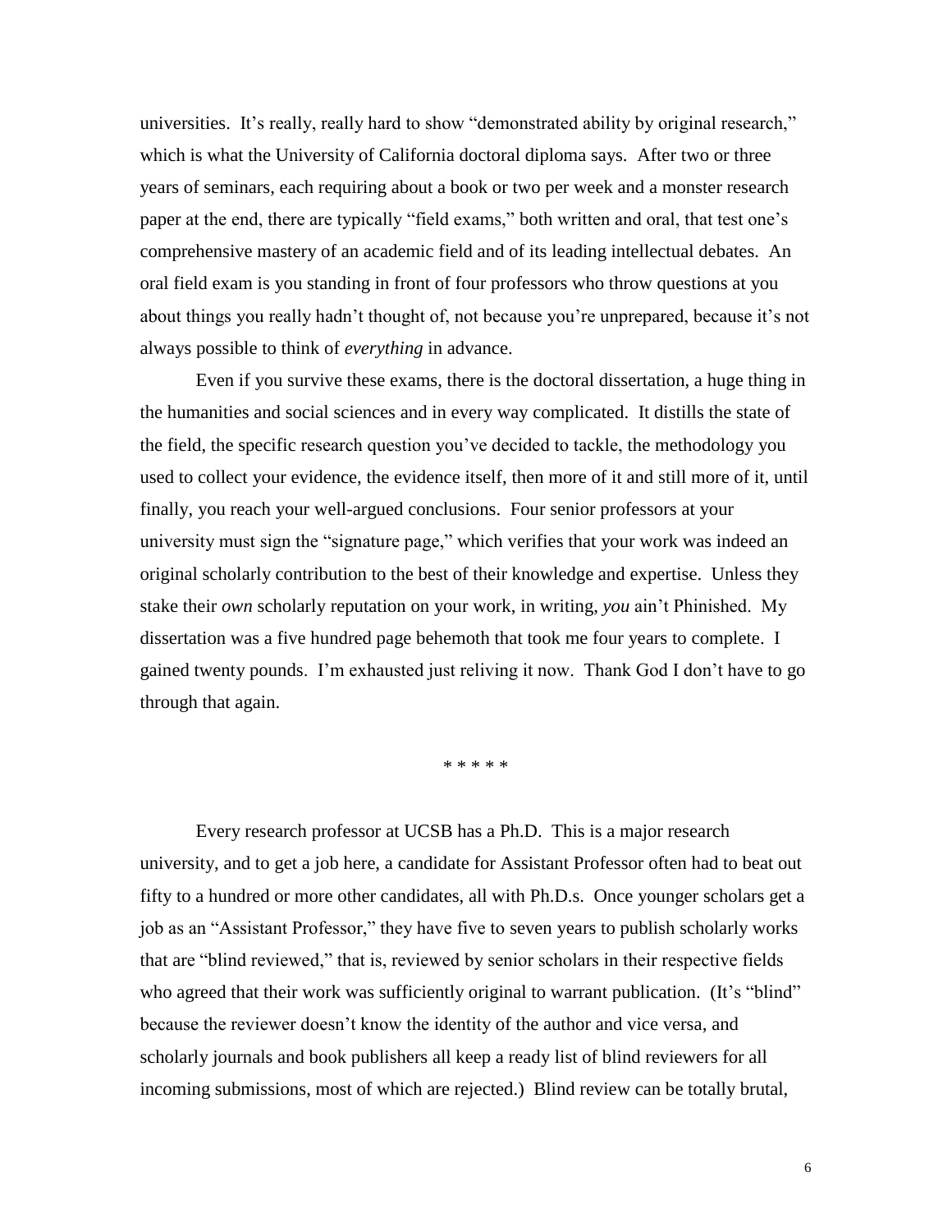universities. It's really, really hard to show "demonstrated ability by original research," which is what the University of California doctoral diploma says. After two or three years of seminars, each requiring about a book or two per week and a monster research paper at the end, there are typically "field exams," both written and oral, that test one's comprehensive mastery of an academic field and of its leading intellectual debates. An oral field exam is you standing in front of four professors who throw questions at you about things you really hadn't thought of, not because you're unprepared, because it's not always possible to think of *everything* in advance.

Even if you survive these exams, there is the doctoral dissertation, a huge thing in the humanities and social sciences and in every way complicated. It distills the state of the field, the specific research question you've decided to tackle, the methodology you used to collect your evidence, the evidence itself, then more of it and still more of it, until finally, you reach your well-argued conclusions. Four senior professors at your university must sign the "signature page," which verifies that your work was indeed an original scholarly contribution to the best of their knowledge and expertise. Unless they stake their *own* scholarly reputation on your work, in writing, *you* ain't Phinished. My dissertation was a five hundred page behemoth that took me four years to complete. I gained twenty pounds. I'm exhausted just reliving it now. Thank God I don't have to go through that again.

\* \* \* \* \*

Every research professor at UCSB has a Ph.D. This is a major research university, and to get a job here, a candidate for Assistant Professor often had to beat out fifty to a hundred or more other candidates, all with Ph.D.s. Once younger scholars get a job as an "Assistant Professor," they have five to seven years to publish scholarly works that are "blind reviewed," that is, reviewed by senior scholars in their respective fields who agreed that their work was sufficiently original to warrant publication. (It's "blind" because the reviewer doesn't know the identity of the author and vice versa, and scholarly journals and book publishers all keep a ready list of blind reviewers for all incoming submissions, most of which are rejected.) Blind review can be totally brutal,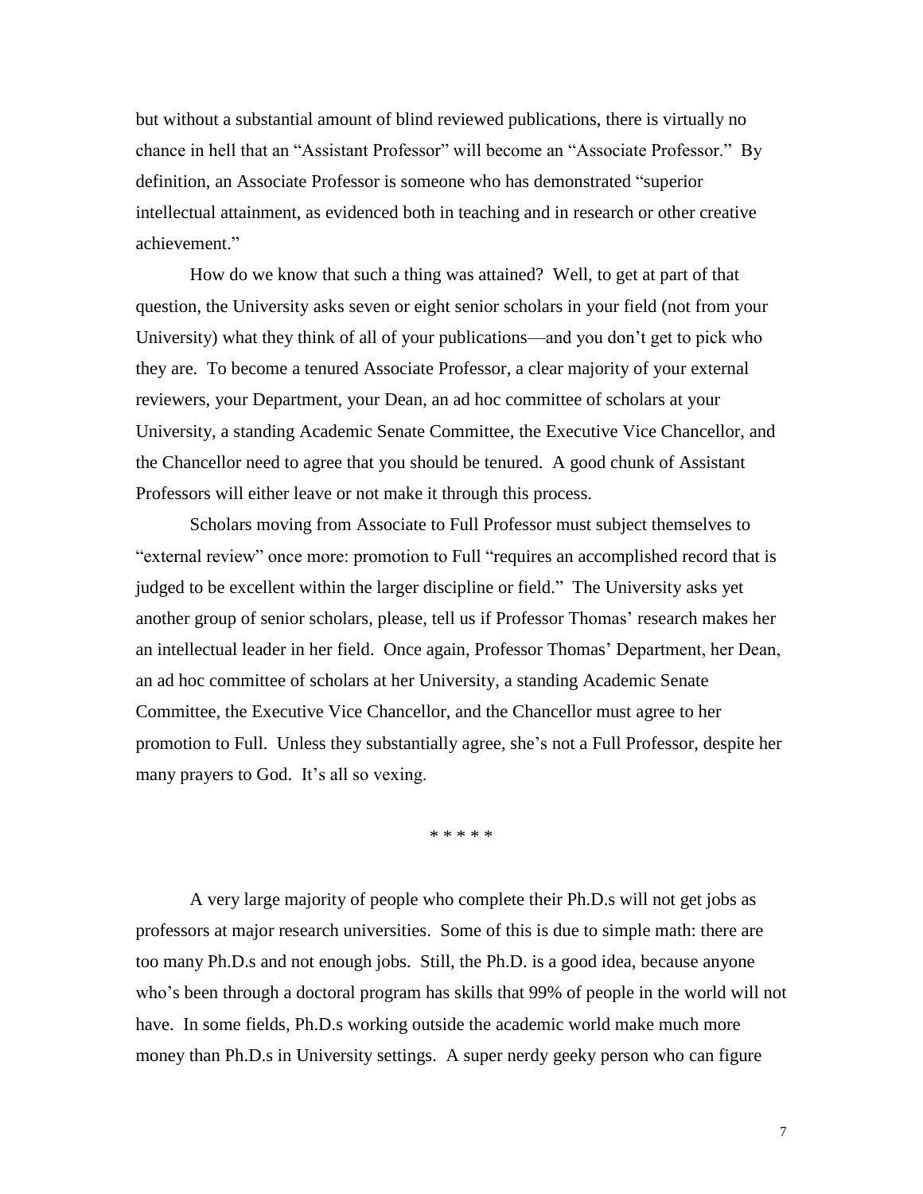but without a substantial amount of blind reviewed publications, there is virtually no chance in hell that an "Assistant Professor" will become an "Associate Professor." By definition, an Associate Professor is someone who has demonstrated "superior intellectual attainment, as evidenced both in teaching and in research or other creative achievement."

How do we know that such a thing was attained? Well, to get at part of that question, the University asks seven or eight senior scholars in your field (not from your University) what they think of all of your publications—and you don't get to pick who they are. To become a tenured Associate Professor, a clear majority of your external reviewers, your Department, your Dean, an ad hoc committee of scholars at your University, a standing Academic Senate Committee, the Executive Vice Chancellor, and the Chancellor need to agree that you should be tenured. A good chunk of Assistant Professors will either leave or not make it through this process.

Scholars moving from Associate to Full Professor must subject themselves to "external review" once more: promotion to Full "requires an accomplished record that is judged to be excellent within the larger discipline or field." The University asks yet another group of senior scholars, please, tell us if Professor Thomas' research makes her an intellectual leader in her field. Once again, Professor Thomas' Department, her Dean, an ad hoc committee of scholars at her University, a standing Academic Senate Committee, the Executive Vice Chancellor, and the Chancellor must agree to her promotion to Full. Unless they substantially agree, she's not a Full Professor, despite her many prayers to God. It's all so vexing.

\* \* \* \* \*

A very large majority of people who complete their Ph.D.s will not get jobs as professors at major research universities. Some of this is due to simple math: there are too many Ph.D.s and not enough jobs. Still, the Ph.D. is a good idea, because anyone who's been through a doctoral program has skills that 99% of people in the world will not have. In some fields, Ph.D.s working outside the academic world make much more money than Ph.D.s in University settings. A super nerdy geeky person who can figure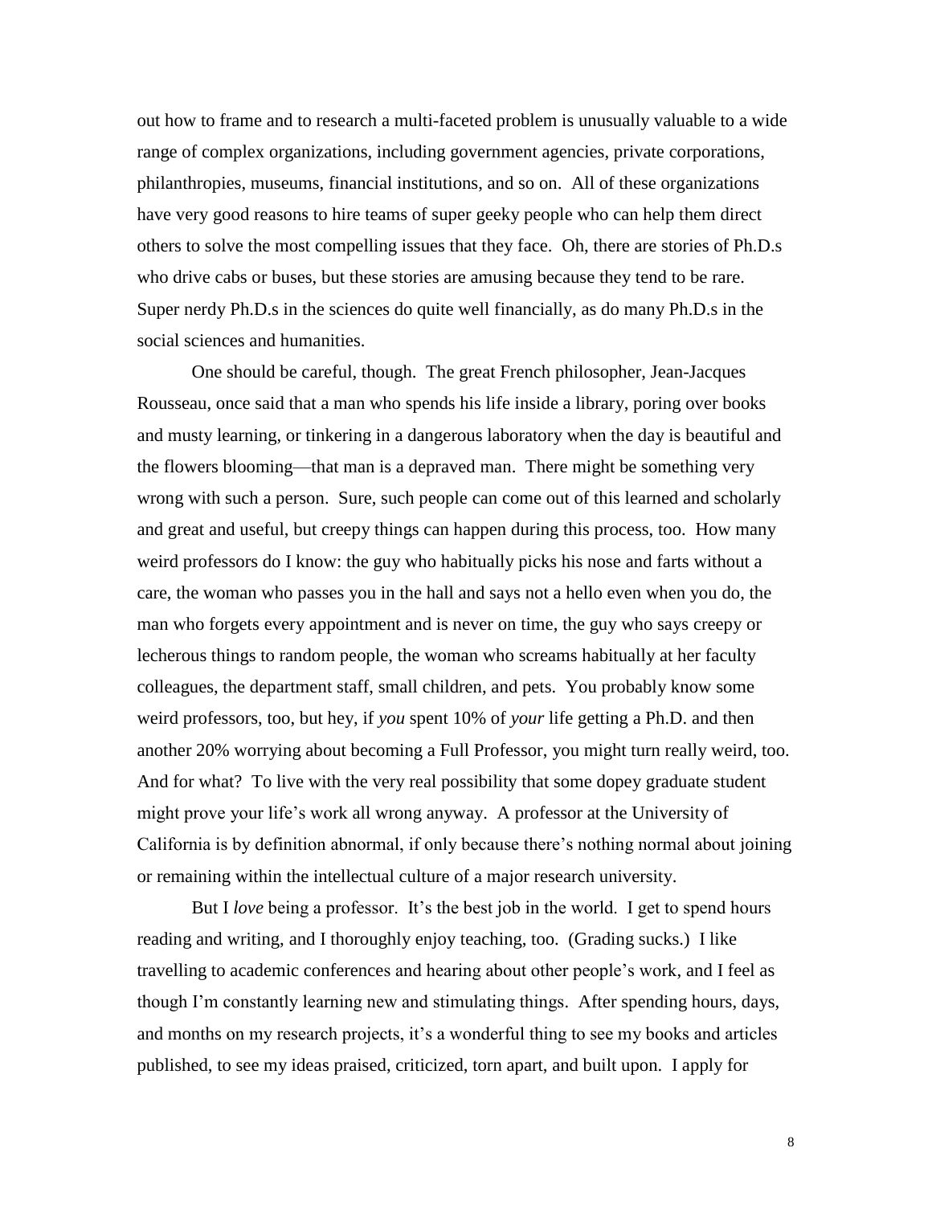out how to frame and to research a multi-faceted problem is unusually valuable to a wide range of complex organizations, including government agencies, private corporations, philanthropies, museums, financial institutions, and so on. All of these organizations have very good reasons to hire teams of super geeky people who can help them direct others to solve the most compelling issues that they face. Oh, there are stories of Ph.D.s who drive cabs or buses, but these stories are amusing because they tend to be rare. Super nerdy Ph.D.s in the sciences do quite well financially, as do many Ph.D.s in the social sciences and humanities.

One should be careful, though. The great French philosopher, Jean-Jacques Rousseau, once said that a man who spends his life inside a library, poring over books and musty learning, or tinkering in a dangerous laboratory when the day is beautiful and the flowers blooming—that man is a depraved man. There might be something very wrong with such a person. Sure, such people can come out of this learned and scholarly and great and useful, but creepy things can happen during this process, too. How many weird professors do I know: the guy who habitually picks his nose and farts without a care, the woman who passes you in the hall and says not a hello even when you do, the man who forgets every appointment and is never on time, the guy who says creepy or lecherous things to random people, the woman who screams habitually at her faculty colleagues, the department staff, small children, and pets. You probably know some weird professors, too, but hey, if *you* spent 10% of *your* life getting a Ph.D. and then another 20% worrying about becoming a Full Professor, you might turn really weird, too. And for what? To live with the very real possibility that some dopey graduate student might prove your life's work all wrong anyway. A professor at the University of California is by definition abnormal, if only because there's nothing normal about joining or remaining within the intellectual culture of a major research university.

But I *love* being a professor. It's the best job in the world. I get to spend hours reading and writing, and I thoroughly enjoy teaching, too. (Grading sucks.) I like travelling to academic conferences and hearing about other people's work, and I feel as though I'm constantly learning new and stimulating things. After spending hours, days, and months on my research projects, it's a wonderful thing to see my books and articles published, to see my ideas praised, criticized, torn apart, and built upon. I apply for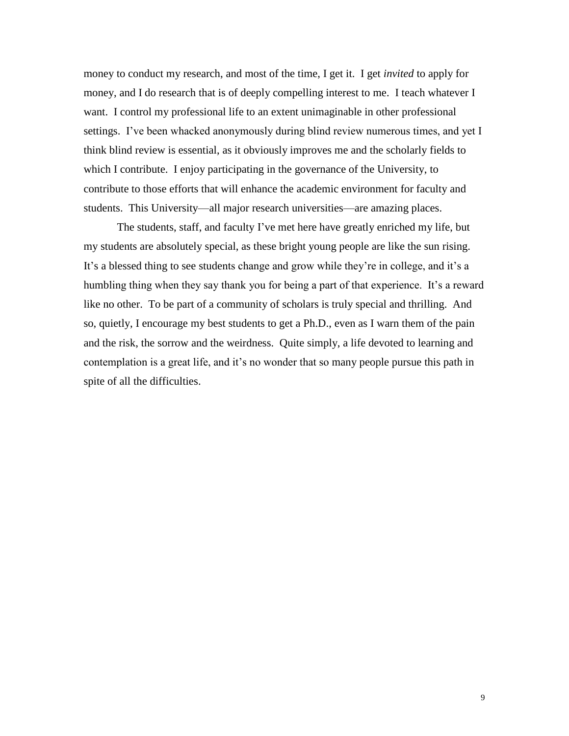money to conduct my research, and most of the time, I get it. I get *invited* to apply for money, and I do research that is of deeply compelling interest to me. I teach whatever I want. I control my professional life to an extent unimaginable in other professional settings. I've been whacked anonymously during blind review numerous times, and yet I think blind review is essential, as it obviously improves me and the scholarly fields to which I contribute. I enjoy participating in the governance of the University, to contribute to those efforts that will enhance the academic environment for faculty and students. This University—all major research universities—are amazing places.

The students, staff, and faculty I've met here have greatly enriched my life, but my students are absolutely special, as these bright young people are like the sun rising. It's a blessed thing to see students change and grow while they're in college, and it's a humbling thing when they say thank you for being a part of that experience. It's a reward like no other. To be part of a community of scholars is truly special and thrilling. And so, quietly, I encourage my best students to get a Ph.D., even as I warn them of the pain and the risk, the sorrow and the weirdness. Quite simply, a life devoted to learning and contemplation is a great life, and it's no wonder that so many people pursue this path in spite of all the difficulties.